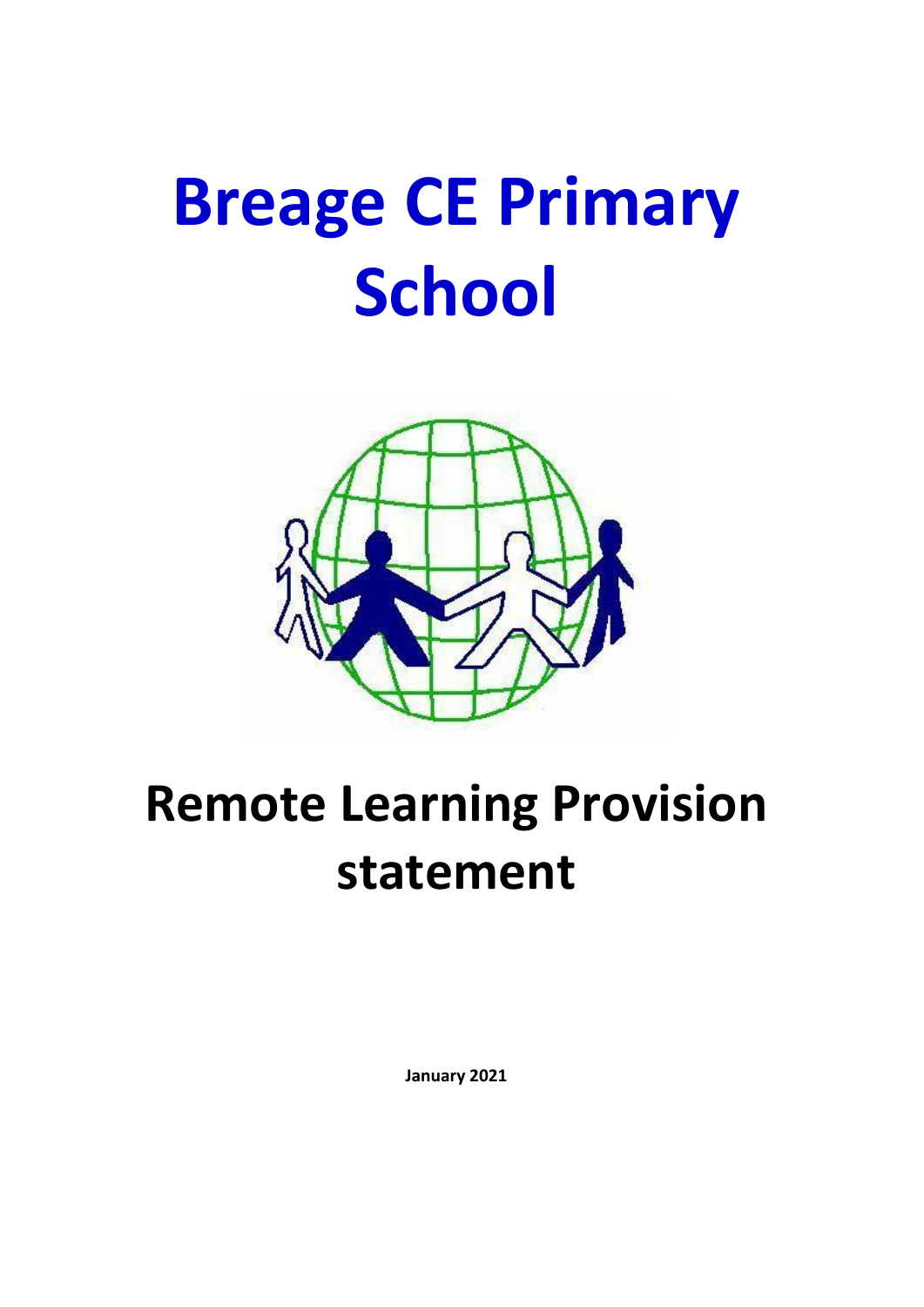# Breage CE Primary School

# Remote Learning Provision statement

**January 2021**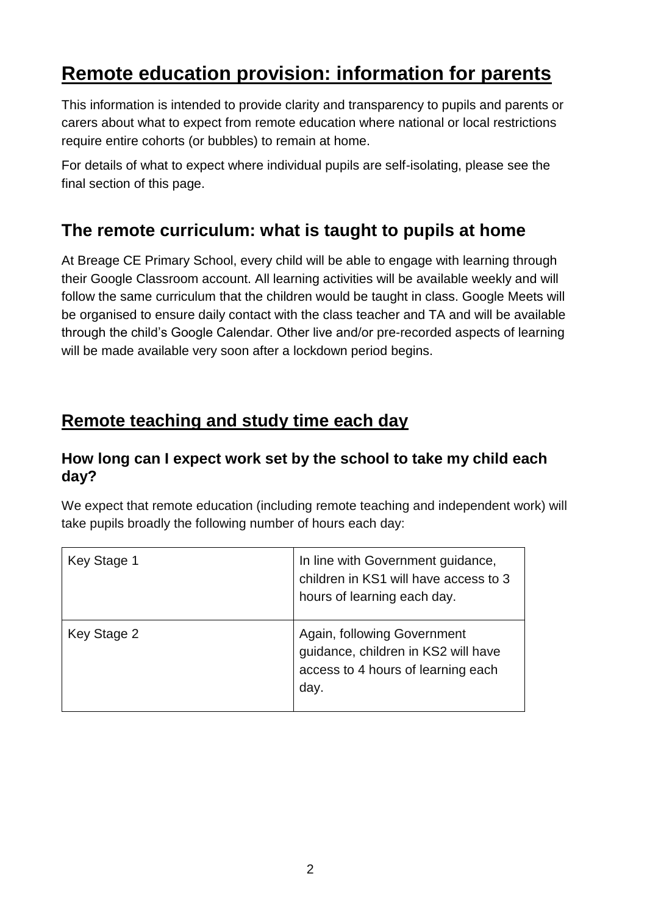# Remote education provision: information for parents

This information is intended to provide clarity and transparency to pupils and parents or carers about what to expect from remote education where national or local restrictions require entire cohorts (or bubbles) to remain at home.

For details of what to expect where individual pupils are self-isolating, please see the final section of this page.

## The remote curriculum: what is taught to pupils at home

At Breage CE Primary School, every child will be able to engage with learning through their Google Classroom account. All learning activities will be available weekly and will follow the same curriculum that the children would be taught in class. Google Meets will be organised to ensure daily contact with the class teacher and TA and will be available through the child's Google Calendar. Other live and/or pre-recorded aspects of learning will be made available very soon after a lockdown period begins.

## Remote teaching and study time each day

### How long can I expect work set by the school to take my child each day?

We expect that remote education (including remote teaching and independent work) will take pupils broadly the following number of hours each day:

| | |
|---|---|
| Key Stage 1 | In line with Government guidance, children in KS1 will have access to 3 hours of learning each day. |
| Key Stage 2 | Again, following Government guidance, children in KS2 will have access to 4 hours of learning each day. |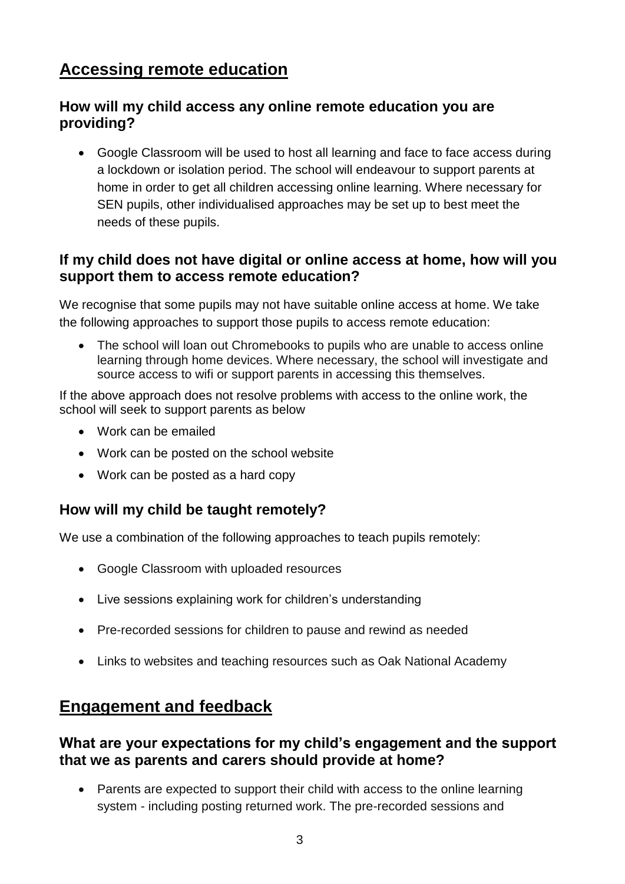## Accessing remote education

### How will my child access any online remote education you are providing?

- Google Classroom will be used to host all learning and face to face access during a lockdown or isolation period. The school will endeavour to support parents at home in order to get all children accessing online learning. Where necessary for SEN pupils, other individualised approaches may be set up to best meet the needs of these pupils.

### If my child does not have digital or online access at home, how will you support them to access remote education?

We recognise that some pupils may not have suitable online access at home. We take the following approaches to support those pupils to access remote education:

- The school will loan out Chromebooks to pupils who are unable to access online learning through home devices. Where necessary, the school will investigate and source access to wifi or support parents in accessing this themselves.

If the above approach does not resolve problems with access to the online work, the school will seek to support parents as below

- Work can be emailed
- Work can be posted on the school website
- Work can be posted as a hard copy

### How will my child be taught remotely?

We use a combination of the following approaches to teach pupils remotely:

- Google Classroom with uploaded resources
- Live sessions explaining work for children's understanding
- Pre-recorded sessions for children to pause and rewind as needed
- Links to websites and teaching resources such as Oak National Academy

## Engagement and feedback

### What are your expectations for my child's engagement and the support that we as parents and carers should provide at home?

- Parents are expected to support their child with access to the online learning system - including posting returned work. The pre-recorded sessions and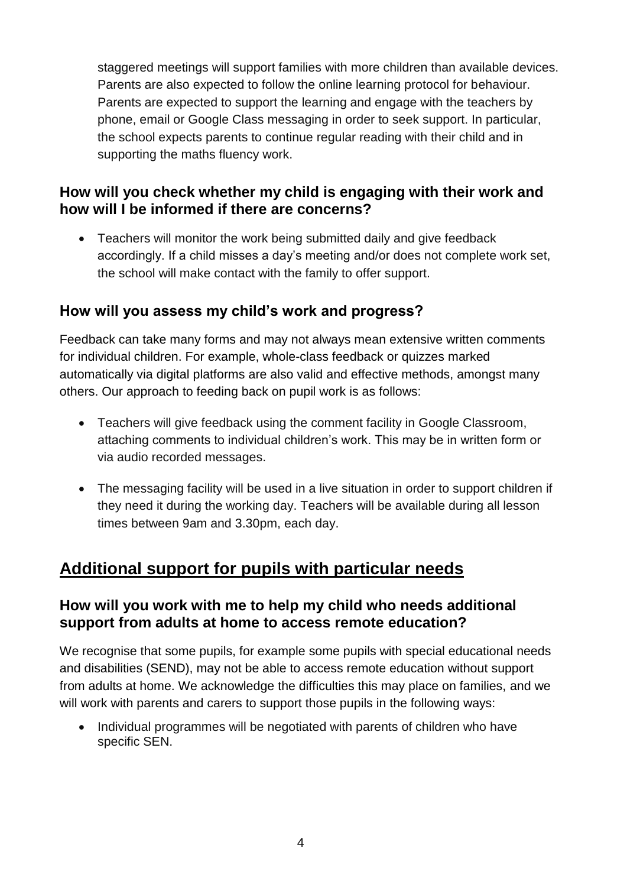staggered meetings will support families with more children than available devices. Parents are also expected to follow the online learning protocol for behaviour. Parents are expected to support the learning and engage with the teachers by phone, email or Google Class messaging in order to seek support. In particular, the school expects parents to continue regular reading with their child and in supporting the maths fluency work.

### How will you check whether my child is engaging with their work and how will I be informed if there are concerns?

- Teachers will monitor the work being submitted daily and give feedback accordingly. If a child misses a day's meeting and/or does not complete work set, the school will make contact with the family to offer support.

### How will you assess my child's work and progress?

Feedback can take many forms and may not always mean extensive written comments for individual children. For example, whole-class feedback or quizzes marked automatically via digital platforms are also valid and effective methods, amongst many others. Our approach to feeding back on pupil work is as follows:

- Teachers will give feedback using the comment facility in Google Classroom, attaching comments to individual children's work. This may be in written form or via audio recorded messages.
- The messaging facility will be used in a live situation in order to support children if they need it during the working day. Teachers will be available during all lesson times between 9am and 3.30pm, each day.

## Additional support for pupils with particular needs

### How will you work with me to help my child who needs additional support from adults at home to access remote education?

We recognise that some pupils, for example some pupils with special educational needs and disabilities (SEND), may not be able to access remote education without support from adults at home. We acknowledge the difficulties this may place on families, and we will work with parents and carers to support those pupils in the following ways:

- Individual programmes will be negotiated with parents of children who have specific SEN.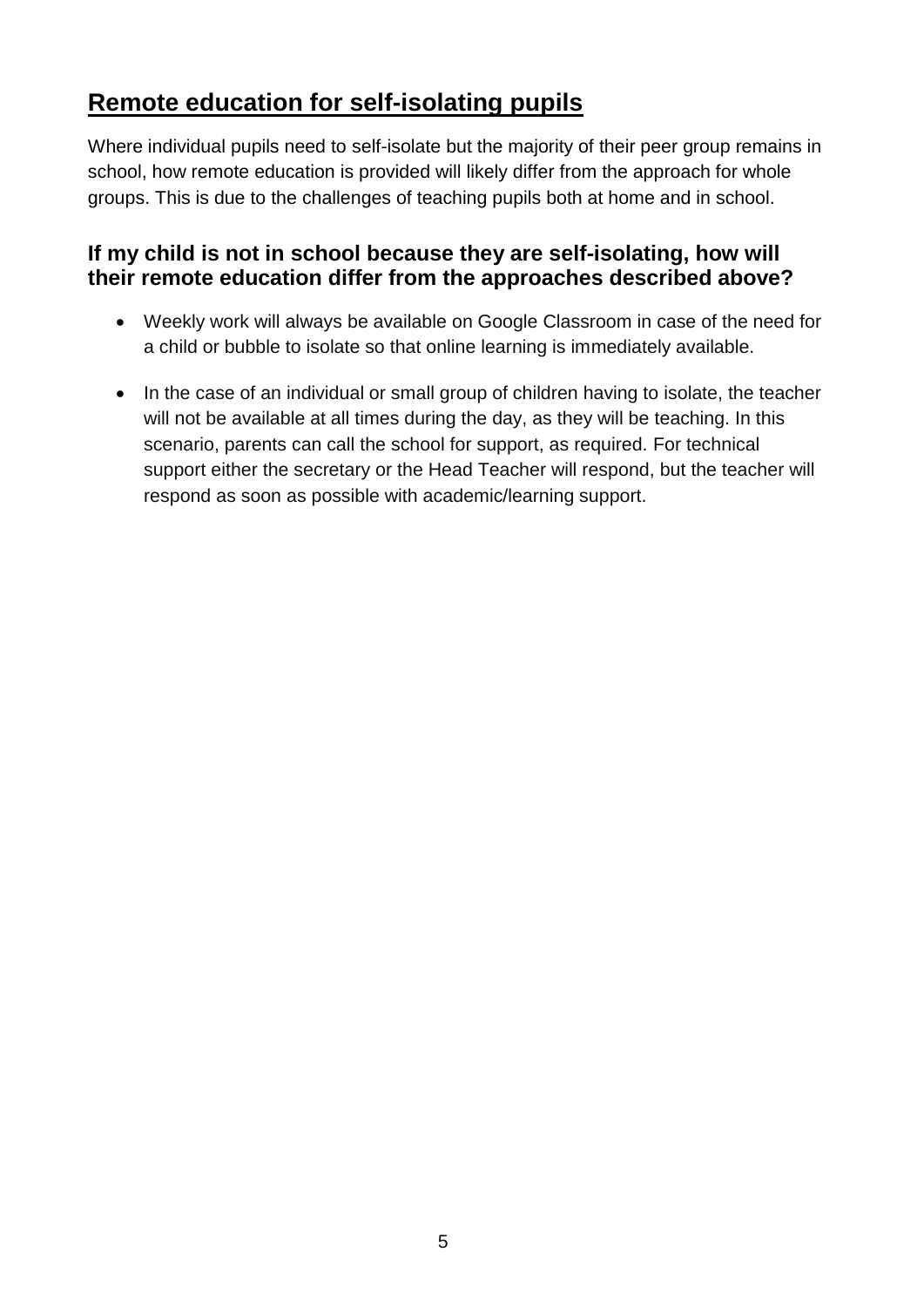## Remote education for self-isolating pupils

Where individual pupils need to self-isolate but the majority of their peer group remains in school, how remote education is provided will likely differ from the approach for whole groups. This is due to the challenges of teaching pupils both at home and in school.

### If my child is not in school because they are self-isolating, how will their remote education differ from the approaches described above?

- Weekly work will always be available on Google Classroom in case of the need for a child or bubble to isolate so that online learning is immediately available.
- In the case of an individual or small group of children having to isolate, the teacher will not be available at all times during the day, as they will be teaching. In this scenario, parents can call the school for support, as required. For technical support either the secretary or the Head Teacher will respond, but the teacher will respond as soon as possible with academic/learning support.